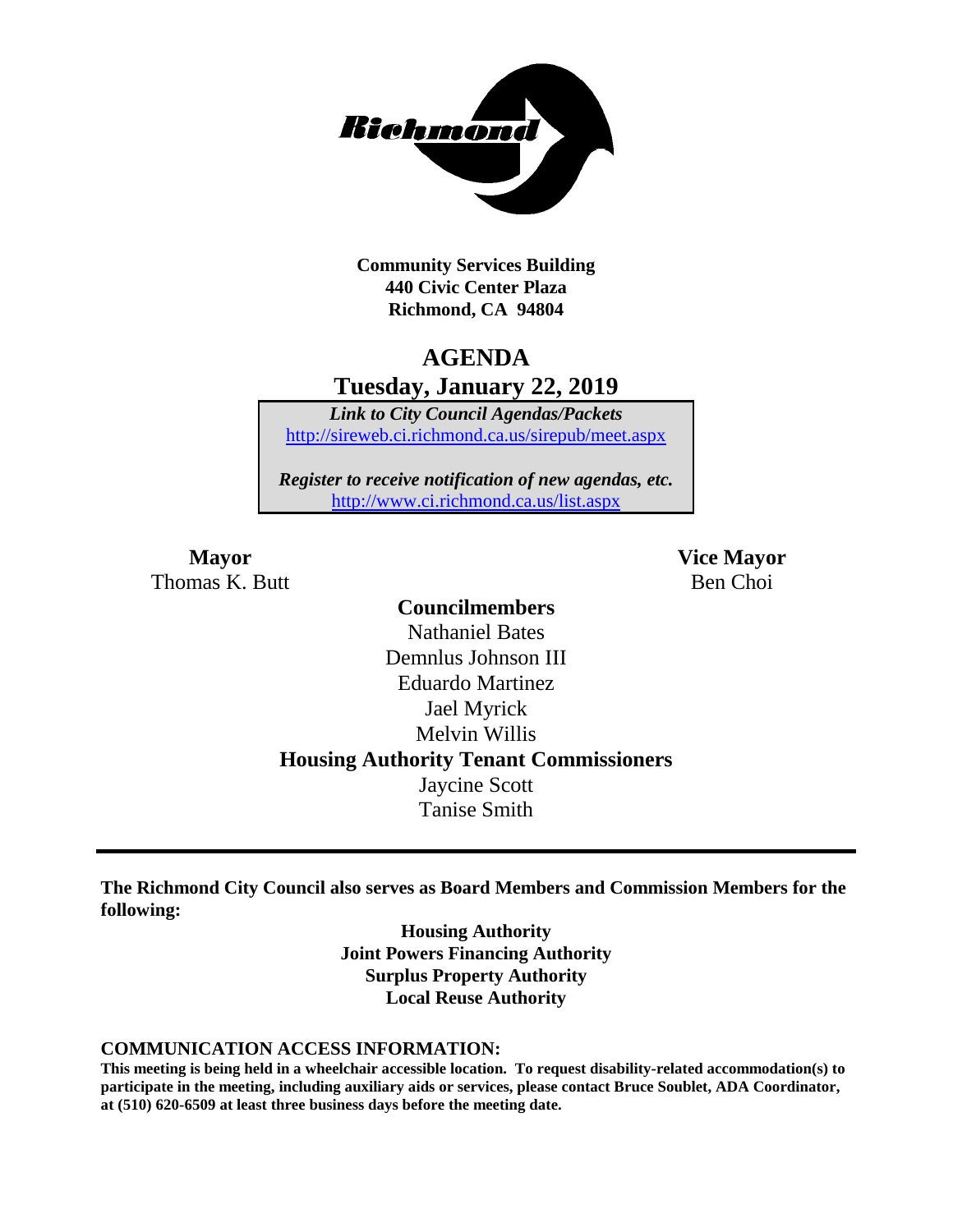**Community Services Building**
**440 Civic Center Plaza**
**Richmond, CA 94804**

# AGENDA

## Tuesday, January 22, 2019

*Link to City Council Agendas/Packets*
http://sireweb.ci.richmond.ca.us/sirepub/meet.aspx

*Register to receive notification of new agendas, etc.*
http://www.ci.richmond.ca.us/list.aspx

**Mayor**
Thomas K. Butt

**Vice Mayor**
Ben Choi

**Councilmembers**
Nathaniel Bates
Demnlus Johnson III
Eduardo Martinez
Jael Myrick
Melvin Willis

**Housing Authority Tenant Commissioners**
Jaycine Scott
Tanise Smith

---

**The Richmond City Council also serves as Board Members and Commission Members for the following:**

**Housing Authority**
**Joint Powers Financing Authority**
**Surplus Property Authority**
**Local Reuse Authority**

**COMMUNICATION ACCESS INFORMATION:**

**This meeting is being held in a wheelchair accessible location. To request disability-related accommodation(s) to participate in the meeting, including auxiliary aids or services, please contact Bruce Soublet, ADA Coordinator, at (510) 620-6509 at least three business days before the meeting date.**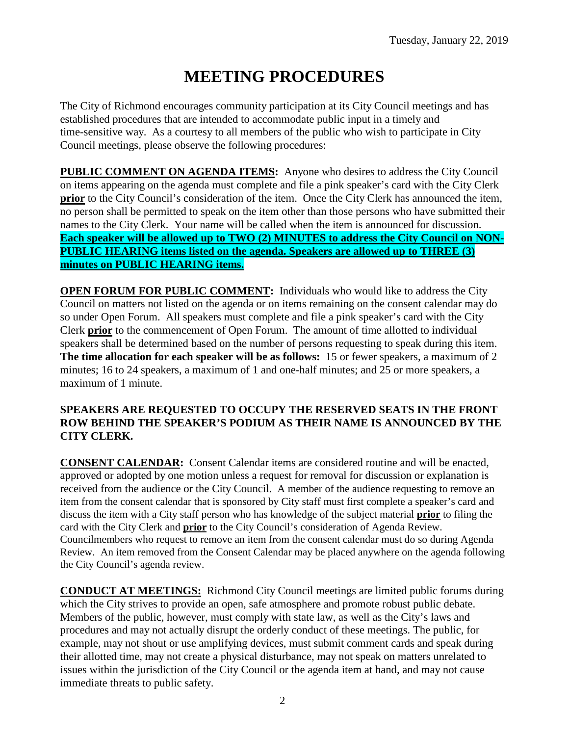Tuesday, January 22, 2019

# MEETING PROCEDURES

The City of Richmond encourages community participation at its City Council meetings and has established procedures that are intended to accommodate public input in a timely and time-sensitive way. As a courtesy to all members of the public who wish to participate in City Council meetings, please observe the following procedures:

**PUBLIC COMMENT ON AGENDA ITEMS:** Anyone who desires to address the City Council on items appearing on the agenda must complete and file a pink speaker's card with the City Clerk **prior** to the City Council's consideration of the item. Once the City Clerk has announced the item, no person shall be permitted to speak on the item other than those persons who have submitted their names to the City Clerk. Your name will be called when the item is announced for discussion. **Each speaker will be allowed up to TWO (2) MINUTES to address the City Council on NON-PUBLIC HEARING items listed on the agenda. Speakers are allowed up to THREE (3) minutes on PUBLIC HEARING items.**

**OPEN FORUM FOR PUBLIC COMMENT:** Individuals who would like to address the City Council on matters not listed on the agenda or on items remaining on the consent calendar may do so under Open Forum. All speakers must complete and file a pink speaker's card with the City Clerk **prior** to the commencement of Open Forum. The amount of time allotted to individual speakers shall be determined based on the number of persons requesting to speak during this item. **The time allocation for each speaker will be as follows:** 15 or fewer speakers, a maximum of 2 minutes; 16 to 24 speakers, a maximum of 1 and one-half minutes; and 25 or more speakers, a maximum of 1 minute.

**SPEAKERS ARE REQUESTED TO OCCUPY THE RESERVED SEATS IN THE FRONT ROW BEHIND THE SPEAKER'S PODIUM AS THEIR NAME IS ANNOUNCED BY THE CITY CLERK.**

**CONSENT CALENDAR:** Consent Calendar items are considered routine and will be enacted, approved or adopted by one motion unless a request for removal for discussion or explanation is received from the audience or the City Council. A member of the audience requesting to remove an item from the consent calendar that is sponsored by City staff must first complete a speaker's card and discuss the item with a City staff person who has knowledge of the subject material **prior** to filing the card with the City Clerk and **prior** to the City Council's consideration of Agenda Review. Councilmembers who request to remove an item from the consent calendar must do so during Agenda Review. An item removed from the Consent Calendar may be placed anywhere on the agenda following the City Council's agenda review.

**CONDUCT AT MEETINGS:** Richmond City Council meetings are limited public forums during which the City strives to provide an open, safe atmosphere and promote robust public debate. Members of the public, however, must comply with state law, as well as the City's laws and procedures and may not actually disrupt the orderly conduct of these meetings. The public, for example, may not shout or use amplifying devices, must submit comment cards and speak during their allotted time, may not create a physical disturbance, may not speak on matters unrelated to issues within the jurisdiction of the City Council or the agenda item at hand, and may not cause immediate threats to public safety.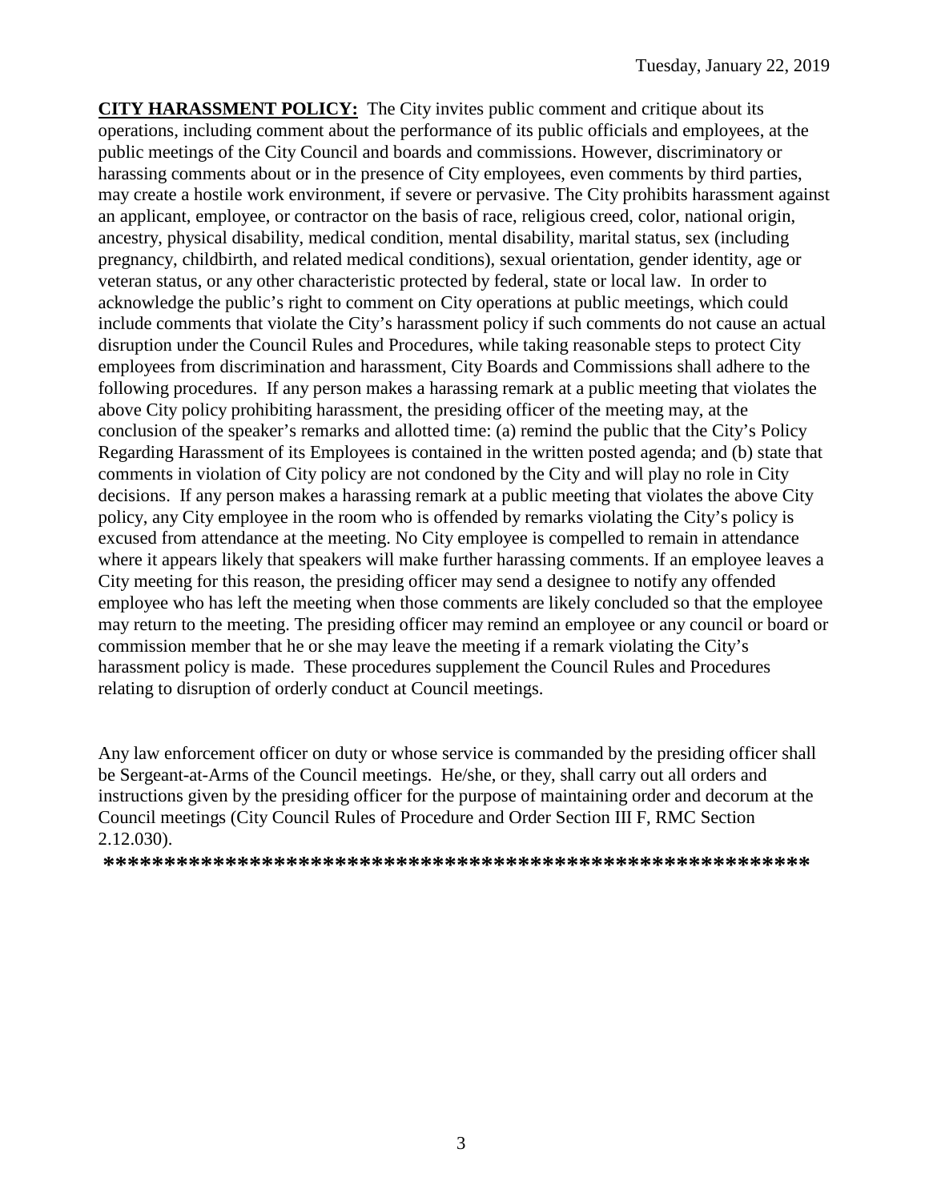**CITY HARASSMENT POLICY:** The City invites public comment and critique about its operations, including comment about the performance of its public officials and employees, at the public meetings of the City Council and boards and commissions. However, discriminatory or harassing comments about or in the presence of City employees, even comments by third parties, may create a hostile work environment, if severe or pervasive. The City prohibits harassment against an applicant, employee, or contractor on the basis of race, religious creed, color, national origin, ancestry, physical disability, medical condition, mental disability, marital status, sex (including pregnancy, childbirth, and related medical conditions), sexual orientation, gender identity, age or veteran status, or any other characteristic protected by federal, state or local law. In order to acknowledge the public's right to comment on City operations at public meetings, which could include comments that violate the City's harassment policy if such comments do not cause an actual disruption under the Council Rules and Procedures, while taking reasonable steps to protect City employees from discrimination and harassment, City Boards and Commissions shall adhere to the following procedures. If any person makes a harassing remark at a public meeting that violates the above City policy prohibiting harassment, the presiding officer of the meeting may, at the conclusion of the speaker's remarks and allotted time: (a) remind the public that the City's Policy Regarding Harassment of its Employees is contained in the written posted agenda; and (b) state that comments in violation of City policy are not condoned by the City and will play no role in City decisions. If any person makes a harassing remark at a public meeting that violates the above City policy, any City employee in the room who is offended by remarks violating the City's policy is excused from attendance at the meeting. No City employee is compelled to remain in attendance where it appears likely that speakers will make further harassing comments. If an employee leaves a City meeting for this reason, the presiding officer may send a designee to notify any offended employee who has left the meeting when those comments are likely concluded so that the employee may return to the meeting. The presiding officer may remind an employee or any council or board or commission member that he or she may leave the meeting if a remark violating the City's harassment policy is made. These procedures supplement the Council Rules and Procedures relating to disruption of orderly conduct at Council meetings.

Any law enforcement officer on duty or whose service is commanded by the presiding officer shall be Sergeant-at-Arms of the Council meetings. He/she, or they, shall carry out all orders and instructions given by the presiding officer for the purpose of maintaining order and decorum at the Council meetings (City Council Rules of Procedure and Order Section III F, RMC Section 2.12.030).

**\*\*\*\*\*\*\*\*\*\*\*\*\*\*\*\*\*\*\*\*\*\*\*\*\*\*\*\*\*\*\*\*\*\*\*\*\*\*\*\*\*\*\*\*\*\*\*\*\*\*\*\*\*\*\*\*\*\*\*\***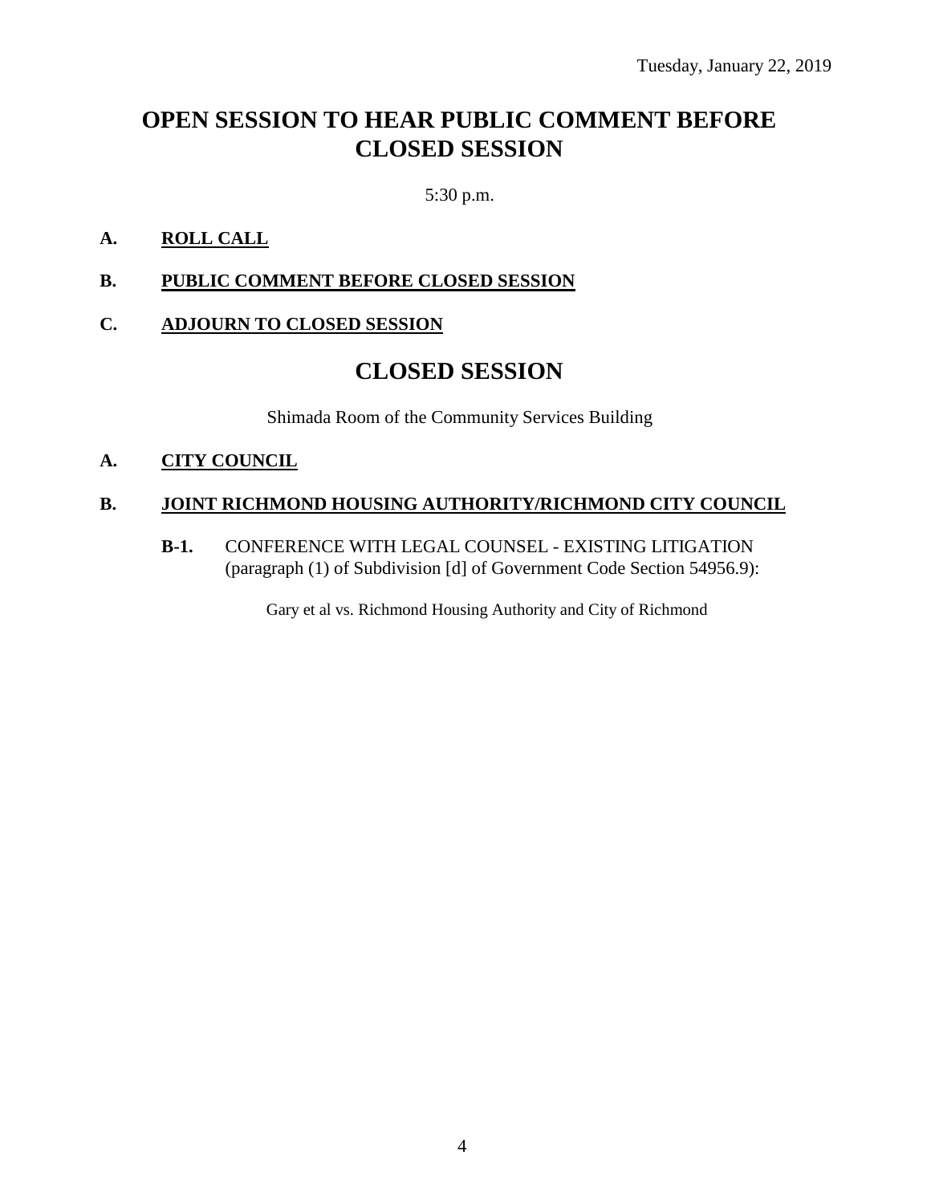Tuesday, January 22, 2019

# OPEN SESSION TO HEAR PUBLIC COMMENT BEFORE CLOSED SESSION

5:30 p.m.

**A. ROLL CALL**

**B. PUBLIC COMMENT BEFORE CLOSED SESSION**

**C. ADJOURN TO CLOSED SESSION**

# CLOSED SESSION

Shimada Room of the Community Services Building

**A. CITY COUNCIL**

**B. JOINT RICHMOND HOUSING AUTHORITY/RICHMOND CITY COUNCIL**

**B-1.** CONFERENCE WITH LEGAL COUNSEL - EXISTING LITIGATION (paragraph (1) of Subdivision [d] of Government Code Section 54956.9):

Gary et al vs. Richmond Housing Authority and City of Richmond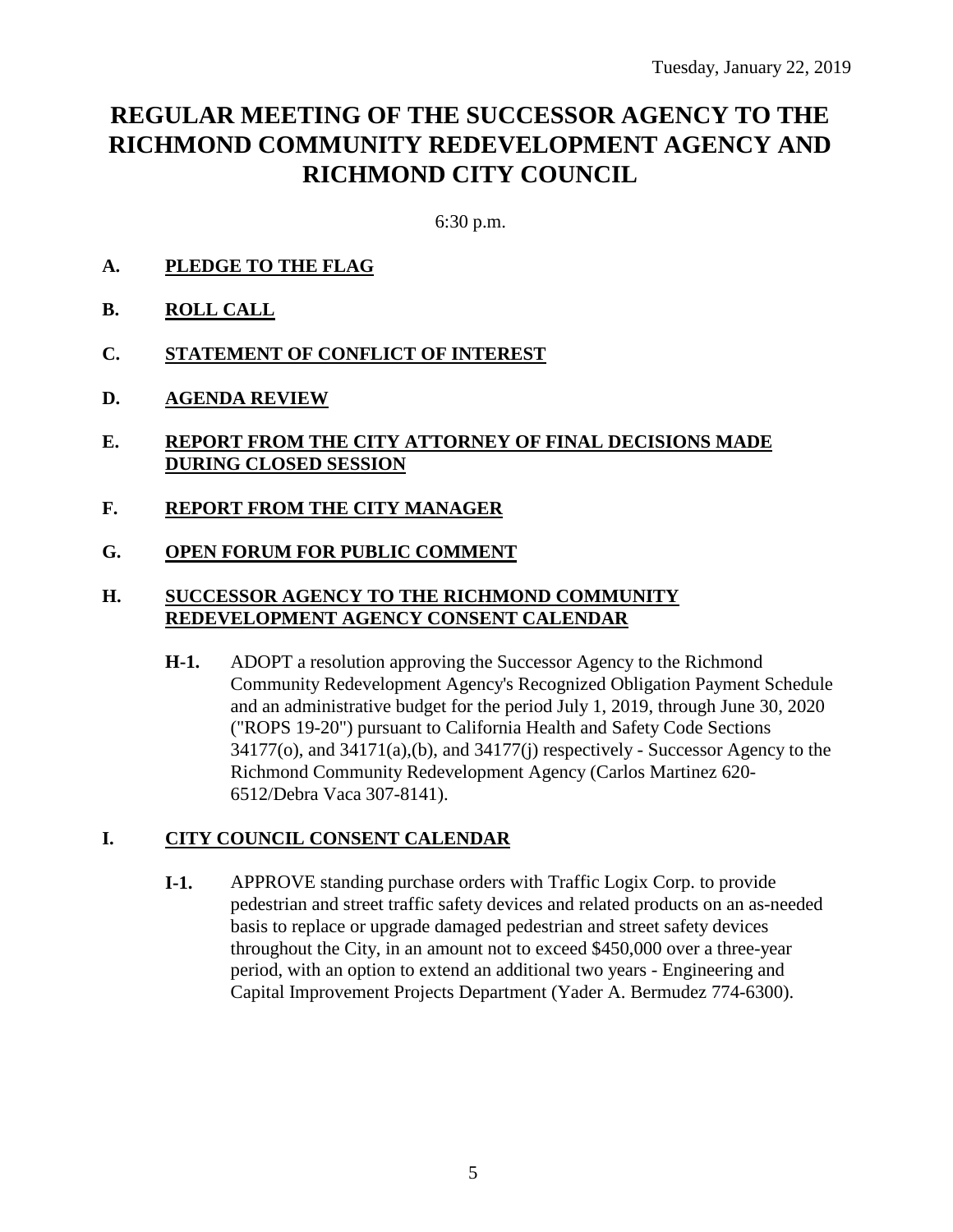Tuesday, January 22, 2019

# REGULAR MEETING OF THE SUCCESSOR AGENCY TO THE RICHMOND COMMUNITY REDEVELOPMENT AGENCY AND RICHMOND CITY COUNCIL

6:30 p.m.

**A. PLEDGE TO THE FLAG**

**B. ROLL CALL**

**C. STATEMENT OF CONFLICT OF INTEREST**

**D. AGENDA REVIEW**

**E. REPORT FROM THE CITY ATTORNEY OF FINAL DECISIONS MADE DURING CLOSED SESSION**

**F. REPORT FROM THE CITY MANAGER**

**G. OPEN FORUM FOR PUBLIC COMMENT**

**H. SUCCESSOR AGENCY TO THE RICHMOND COMMUNITY REDEVELOPMENT AGENCY CONSENT CALENDAR**

**H-1.** ADOPT a resolution approving the Successor Agency to the Richmond Community Redevelopment Agency's Recognized Obligation Payment Schedule and an administrative budget for the period July 1, 2019, through June 30, 2020 ("ROPS 19-20") pursuant to California Health and Safety Code Sections 34177(o), and 34171(a),(b), and 34177(j) respectively - Successor Agency to the Richmond Community Redevelopment Agency (Carlos Martinez 620-6512/Debra Vaca 307-8141).

**I. CITY COUNCIL CONSENT CALENDAR**

**I-1.** APPROVE standing purchase orders with Traffic Logix Corp. to provide pedestrian and street traffic safety devices and related products on an as-needed basis to replace or upgrade damaged pedestrian and street safety devices throughout the City, in an amount not to exceed $450,000 over a three-year period, with an option to extend an additional two years - Engineering and Capital Improvement Projects Department (Yader A. Bermudez 774-6300).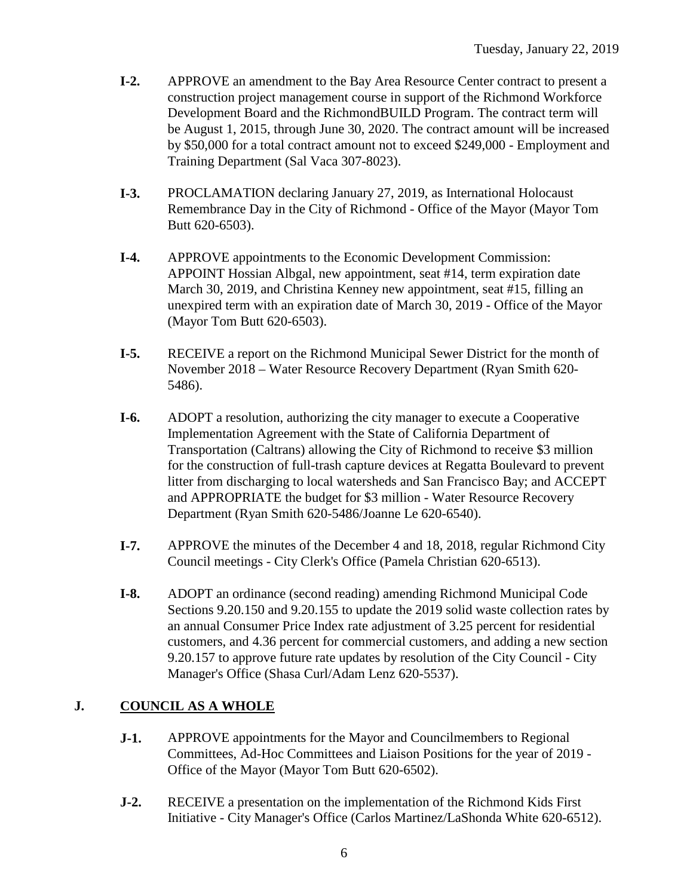**I-2.** APPROVE an amendment to the Bay Area Resource Center contract to present a construction project management course in support of the Richmond Workforce Development Board and the RichmondBUILD Program. The contract term will be August 1, 2015, through June 30, 2020. The contract amount will be increased by $50,000 for a total contract amount not to exceed $249,000 - Employment and Training Department (Sal Vaca 307-8023).

**I-3.** PROCLAMATION declaring January 27, 2019, as International Holocaust Remembrance Day in the City of Richmond - Office of the Mayor (Mayor Tom Butt 620-6503).

**I-4.** APPROVE appointments to the Economic Development Commission: APPOINT Hossian Albgal, new appointment, seat #14, term expiration date March 30, 2019, and Christina Kenney new appointment, seat #15, filling an unexpired term with an expiration date of March 30, 2019 - Office of the Mayor (Mayor Tom Butt 620-6503).

**I-5.** RECEIVE a report on the Richmond Municipal Sewer District for the month of November 2018 – Water Resource Recovery Department (Ryan Smith 620-5486).

**I-6.** ADOPT a resolution, authorizing the city manager to execute a Cooperative Implementation Agreement with the State of California Department of Transportation (Caltrans) allowing the City of Richmond to receive $3 million for the construction of full-trash capture devices at Regatta Boulevard to prevent litter from discharging to local watersheds and San Francisco Bay; and ACCEPT and APPROPRIATE the budget for $3 million - Water Resource Recovery Department (Ryan Smith 620-5486/Joanne Le 620-6540).

**I-7.** APPROVE the minutes of the December 4 and 18, 2018, regular Richmond City Council meetings - City Clerk's Office (Pamela Christian 620-6513).

**I-8.** ADOPT an ordinance (second reading) amending Richmond Municipal Code Sections 9.20.150 and 9.20.155 to update the 2019 solid waste collection rates by an annual Consumer Price Index rate adjustment of 3.25 percent for residential customers, and 4.36 percent for commercial customers, and adding a new section 9.20.157 to approve future rate updates by resolution of the City Council - City Manager's Office (Shasa Curl/Adam Lenz 620-5537).

## J. COUNCIL AS A WHOLE

**J-1.** APPROVE appointments for the Mayor and Councilmembers to Regional Committees, Ad-Hoc Committees and Liaison Positions for the year of 2019 - Office of the Mayor (Mayor Tom Butt 620-6502).

**J-2.** RECEIVE a presentation on the implementation of the Richmond Kids First Initiative - City Manager's Office (Carlos Martinez/LaShonda White 620-6512).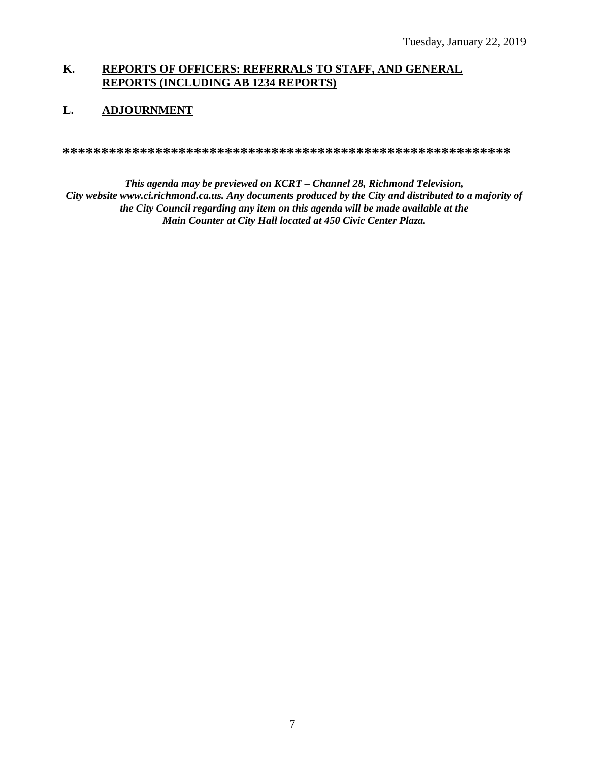## K. <u>REPORTS OF OFFICERS: REFERRALS TO STAFF, AND GENERAL REPORTS (INCLUDING AB 1234 REPORTS)</u>

## L. <u>ADJOURNMENT</u>

**\*\*\*\*\*\*\*\*\*\*\*\*\*\*\*\*\*\*\*\*\*\*\*\*\*\*\*\*\*\*\*\*\*\*\*\*\*\*\*\*\*\*\*\*\*\*\*\*\*\*\*\*\*\*\*\*\*\*\***

***This agenda may be previewed on KCRT – Channel 28, Richmond Television, City website www.ci.richmond.ca.us. Any documents produced by the City and distributed to a majority of the City Council regarding any item on this agenda will be made available at the Main Counter at City Hall located at 450 Civic Center Plaza.***